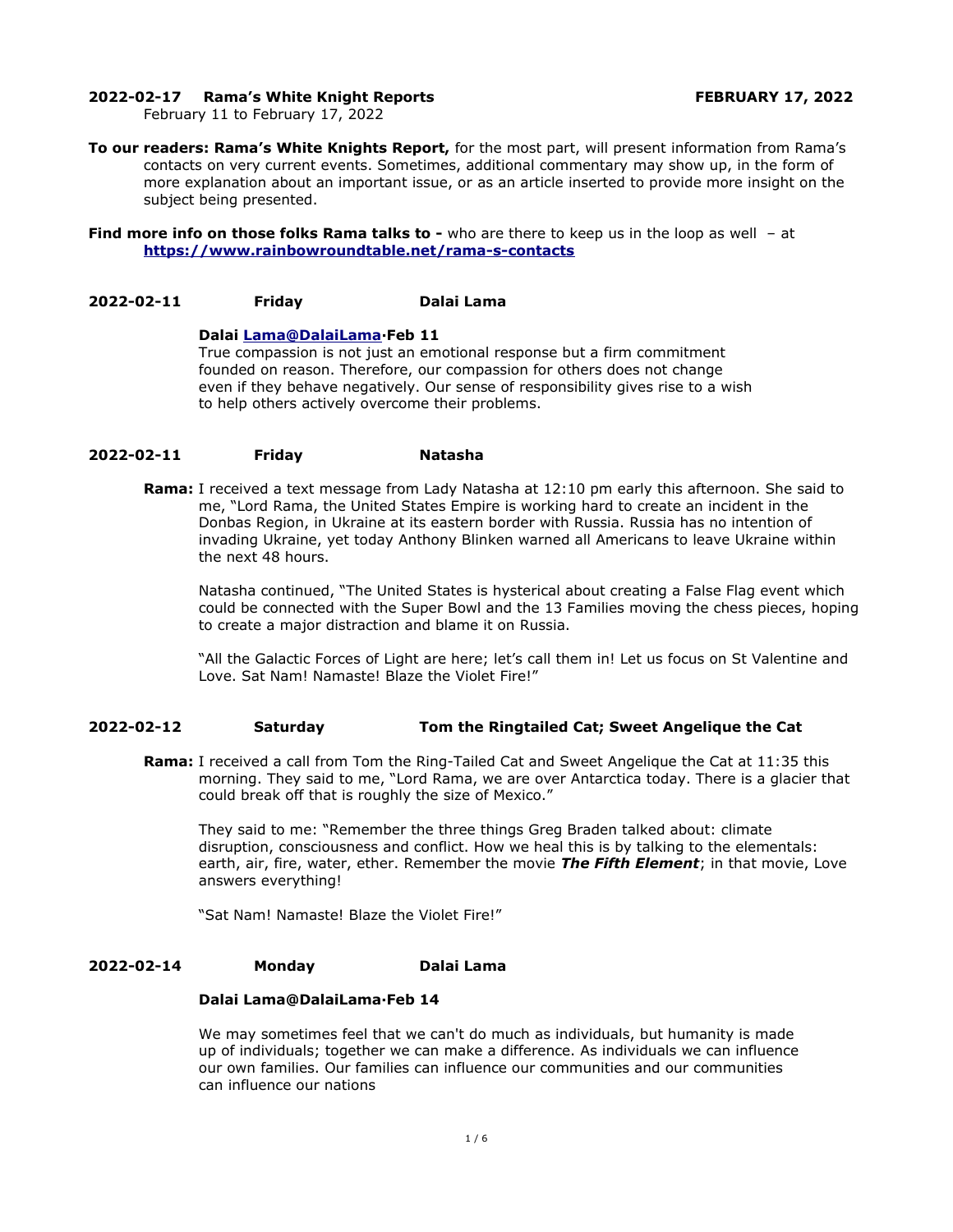**2022-02-17 Rama's White Knight Reports FEBRUARY 17, 2022**

February 11 to February 17, 2022

**To our readers: Rama's White Knights Report,** for the most part, will present information from Rama's contacts on very current events. Sometimes, additional commentary may show up, in the form of more explanation about an important issue, or as an article inserted to provide more insight on the subject being presented.

**Find more info on those folks Rama talks to -** who are there to keep us in the loop as well – at **https://www.rainbowroundtable.net/rama-s-contacts**

**2022-02-11 Friday Dalai Lama**

**Dalai Lama@DalaiLama·Feb 11**

True compassion is not just an emotional response but a firm commitment founded on reason. Therefore, our compassion for others does not change even if they behave negatively. Our sense of responsibility gives rise to a wish to help others actively overcome their problems.

**2022-02-11 Friday Natasha**

**Rama:** I received a text message from Lady Natasha at 12:10 pm early this afternoon. She said to me, "Lord Rama, the United States Empire is working hard to create an incident in the Donbas Region, in Ukraine at its eastern border with Russia. Russia has no intention of invading Ukraine, yet today Anthony Blinken warned all Americans to leave Ukraine within the next 48 hours.

Natasha continued, "The United States is hysterical about creating a False Flag event which could be connected with the Super Bowl and the 13 Families moving the chess pieces, hoping to create a major distraction and blame it on Russia.

"All the Galactic Forces of Light are here; let's call them in! Let us focus on St Valentine and Love. Sat Nam! Namaste! Blaze the Violet Fire!"

**2022-02-12 Saturday Tom the Ringtailed Cat; Sweet Angelique the Cat**

**Rama:** I received a call from Tom the Ring-Tailed Cat and Sweet Angelique the Cat at 11:35 this morning. They said to me, "Lord Rama, we are over Antarctica today. There is a glacier that could break off that is roughly the size of Mexico."

They said to me: "Remember the three things Greg Braden talked about: climate disruption, consciousness and conflict. How we heal this is by talking to the elementals: earth, air, fire, water, ether. Remember the movie ***The Fifth Element***; in that movie, Love answers everything!

"Sat Nam! Namaste! Blaze the Violet Fire!"

**2022-02-14 Monday Dalai Lama**

**Dalai Lama@DalaiLama·Feb 14**

We may sometimes feel that we can't do much as individuals, but humanity is made up of individuals; together we can make a difference. As individuals we can influence our own families. Our families can influence our communities and our communities can influence our nations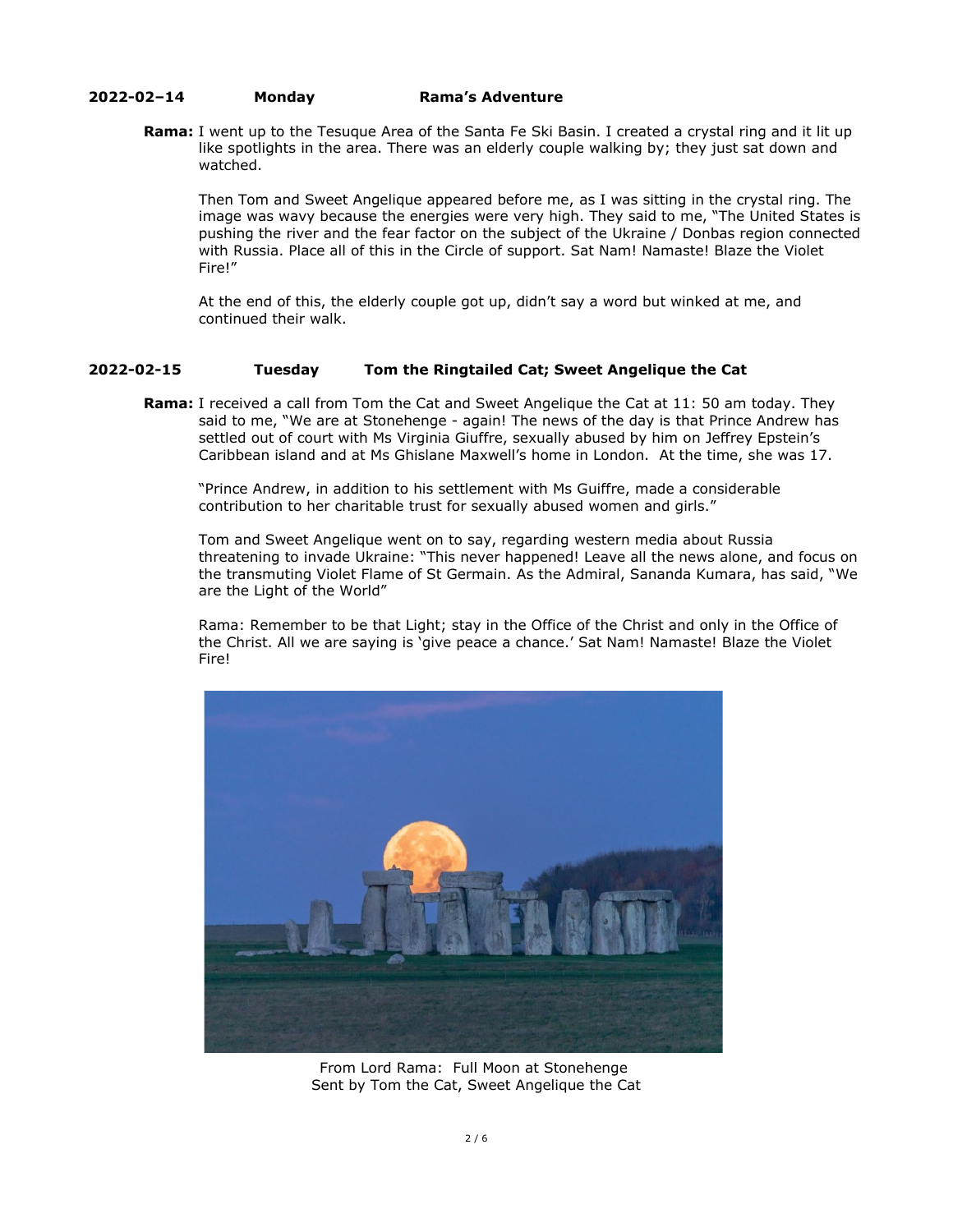**2022-02–14 Monday Rama's Adventure**

**Rama:** I went up to the Tesuque Area of the Santa Fe Ski Basin. I created a crystal ring and it lit up like spotlights in the area. There was an elderly couple walking by; they just sat down and watched.

Then Tom and Sweet Angelique appeared before me, as I was sitting in the crystal ring. The image was wavy because the energies were very high. They said to me, "The United States is pushing the river and the fear factor on the subject of the Ukraine / Donbas region connected with Russia. Place all of this in the Circle of support. Sat Nam! Namaste! Blaze the Violet Fire!"

At the end of this, the elderly couple got up, didn't say a word but winked at me, and continued their walk.

**2022-02-15 Tuesday Tom the Ringtailed Cat; Sweet Angelique the Cat**

**Rama:** I received a call from Tom the Cat and Sweet Angelique the Cat at 11: 50 am today. They said to me, "We are at Stonehenge - again! The news of the day is that Prince Andrew has settled out of court with Ms Virginia Giuffre, sexually abused by him on Jeffrey Epstein's Caribbean island and at Ms Ghislane Maxwell's home in London. At the time, she was 17.

"Prince Andrew, in addition to his settlement with Ms Guiffre, made a considerable contribution to her charitable trust for sexually abused women and girls."

Tom and Sweet Angelique went on to say, regarding western media about Russia threatening to invade Ukraine: "This never happened! Leave all the news alone, and focus on the transmuting Violet Flame of St Germain. As the Admiral, Sananda Kumara, has said, "We are the Light of the World"

Rama: Remember to be that Light; stay in the Office of the Christ and only in the Office of the Christ. All we are saying is 'give peace a chance.' Sat Nam! Namaste! Blaze the Violet Fire!

From Lord Rama: Full Moon at Stonehenge
Sent by Tom the Cat, Sweet Angelique the Cat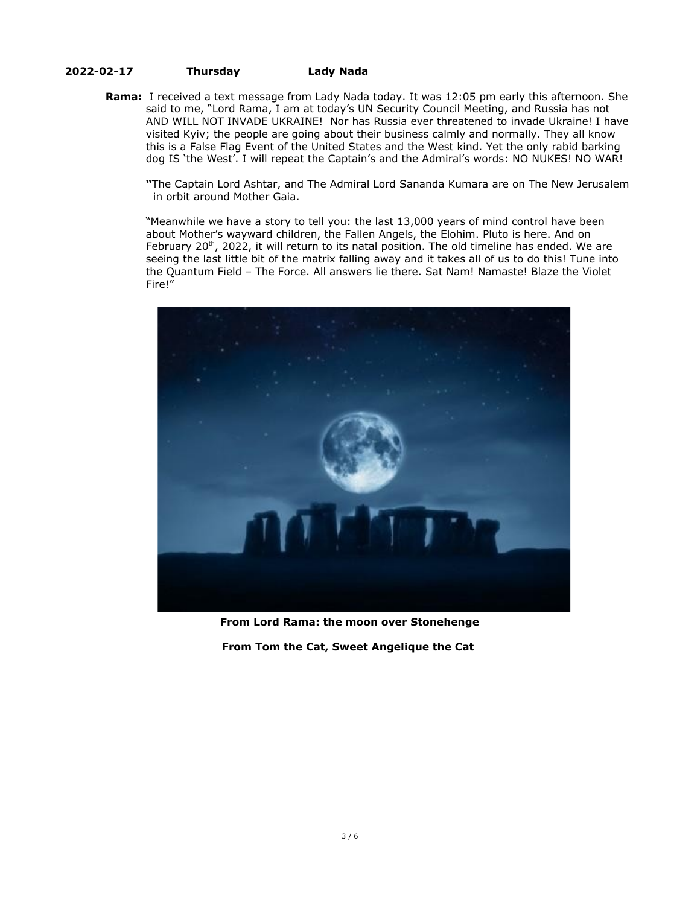**2022-02-17 Thursday Lady Nada**

**Rama:** I received a text message from Lady Nada today. It was 12:05 pm early this afternoon. She said to me, "Lord Rama, I am at today's UN Security Council Meeting, and Russia has not AND WILL NOT INVADE UKRAINE! Nor has Russia ever threatened to invade Ukraine! I have visited Kyiv; the people are going about their business calmly and normally. They all know this is a False Flag Event of the United States and the West kind. Yet the only rabid barking dog IS 'the West'. I will repeat the Captain's and the Admiral's words: NO NUKES! NO WAR!

**"**The Captain Lord Ashtar, and The Admiral Lord Sananda Kumara are on The New Jerusalem in orbit around Mother Gaia.

"Meanwhile we have a story to tell you: the last 13,000 years of mind control have been about Mother's wayward children, the Fallen Angels, the Elohim. Pluto is here. And on February 20th, 2022, it will return to its natal position. The old timeline has ended. We are seeing the last little bit of the matrix falling away and it takes all of us to do this! Tune into the Quantum Field – The Force. All answers lie there. Sat Nam! Namaste! Blaze the Violet Fire!"

**From Lord Rama: the moon over Stonehenge**

**From Tom the Cat, Sweet Angelique the Cat**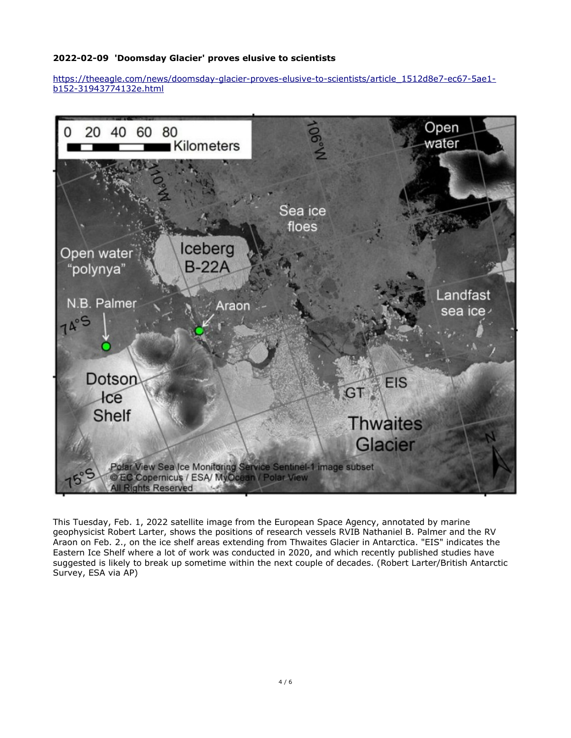**2022-02-09 'Doomsday Glacier' proves elusive to scientists**

https://theeagle.com/news/doomsday-glacier-proves-elusive-to-scientists/article_1512d8e7-ec67-5ae1-b152-31943774132e.html

This Tuesday, Feb. 1, 2022 satellite image from the European Space Agency, annotated by marine geophysicist Robert Larter, shows the positions of research vessels RVIB Nathaniel B. Palmer and the RV Araon on Feb. 2., on the ice shelf areas extending from Thwaites Glacier in Antarctica. "EIS" indicates the Eastern Ice Shelf where a lot of work was conducted in 2020, and which recently published studies have suggested is likely to break up sometime within the next couple of decades. (Robert Larter/British Antarctic Survey, ESA via AP)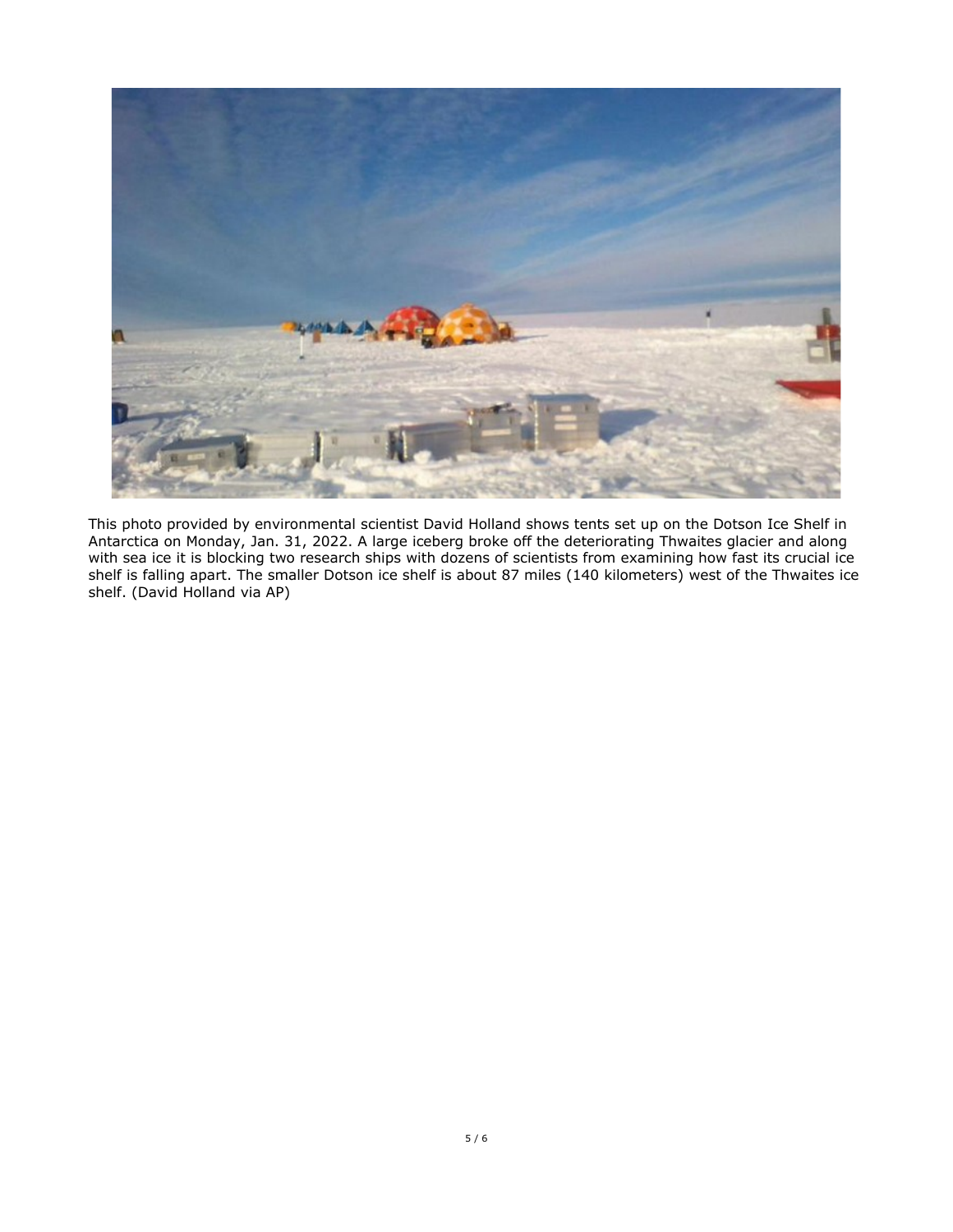This photo provided by environmental scientist David Holland shows tents set up on the Dotson Ice Shelf in Antarctica on Monday, Jan. 31, 2022. A large iceberg broke off the deteriorating Thwaites glacier and along with sea ice it is blocking two research ships with dozens of scientists from examining how fast its crucial ice shelf is falling apart. The smaller Dotson ice shelf is about 87 miles (140 kilometers) west of the Thwaites ice shelf. (David Holland via AP)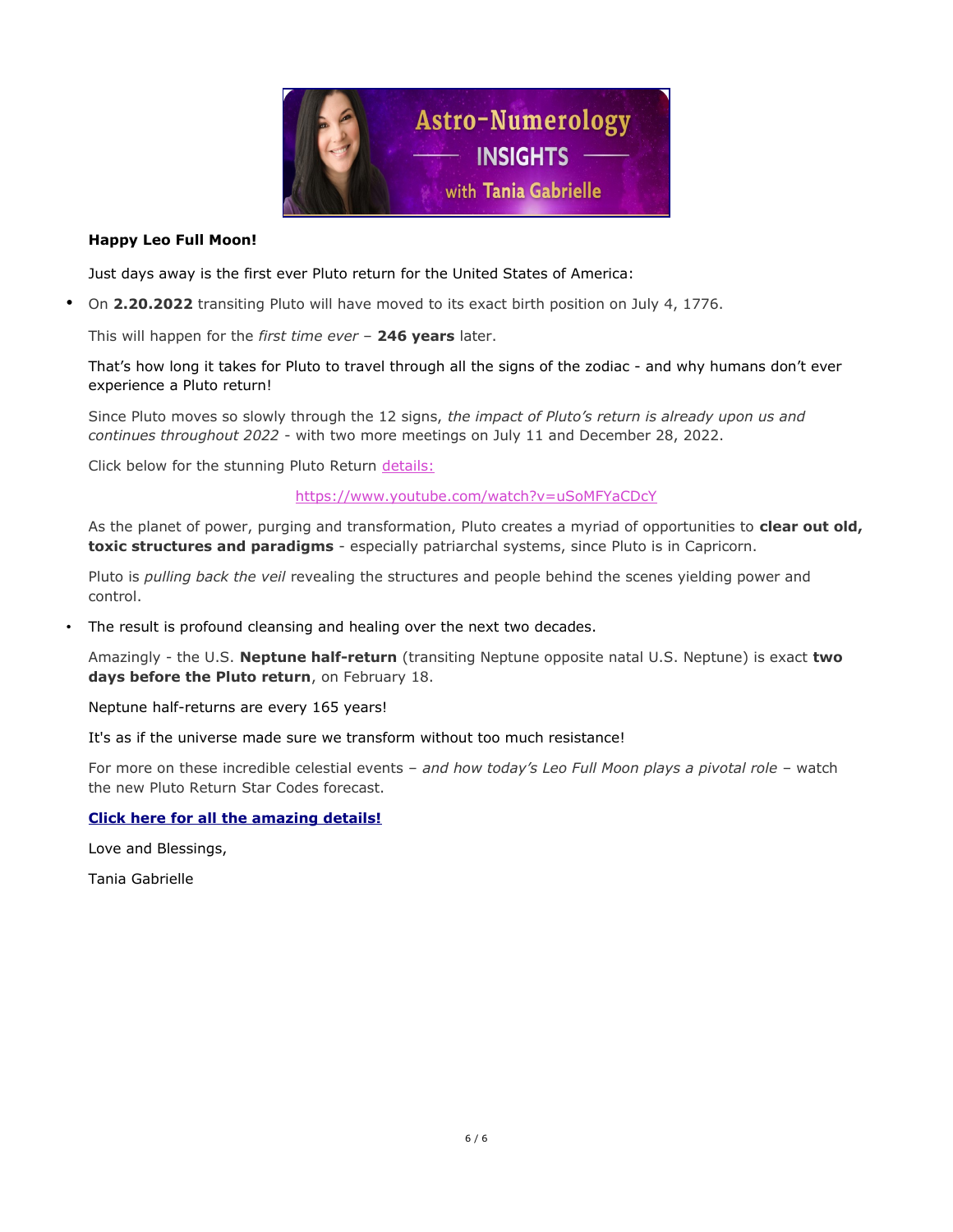**Happy Leo Full Moon!**

Just days away is the first ever Pluto return for the United States of America:

- On **2.20.2022** transiting Pluto will have moved to its exact birth position on July 4, 1776.

This will happen for the *first time ever* – **246 years** later.

That's how long it takes for Pluto to travel through all the signs of the zodiac - and why humans don't ever experience a Pluto return!

Since Pluto moves so slowly through the 12 signs, *the impact of Pluto's return is already upon us and continues throughout 2022* - with two more meetings on July 11 and December 28, 2022.

Click below for the stunning Pluto Return [details:](https://www.youtube.com/watch?v=uSoMFYaCDcY)

https://www.youtube.com/watch?v=uSoMFYaCDcY

As the planet of power, purging and transformation, Pluto creates a myriad of opportunities to **clear out old, toxic structures and paradigms** - especially patriarchal systems, since Pluto is in Capricorn.

Pluto is *pulling back the veil* revealing the structures and people behind the scenes yielding power and control.

- The result is profound cleansing and healing over the next two decades.

Amazingly - the U.S. **Neptune half-return** (transiting Neptune opposite natal U.S. Neptune) is exact **two days before the Pluto return**, on February 18.

Neptune half-returns are every 165 years!

It's as if the universe made sure we transform without too much resistance!

For more on these incredible celestial events – *and how today's Leo Full Moon plays a pivotal role* – watch the new Pluto Return Star Codes forecast.

**Click here for all the amazing details!**

Love and Blessings,

Tania Gabrielle